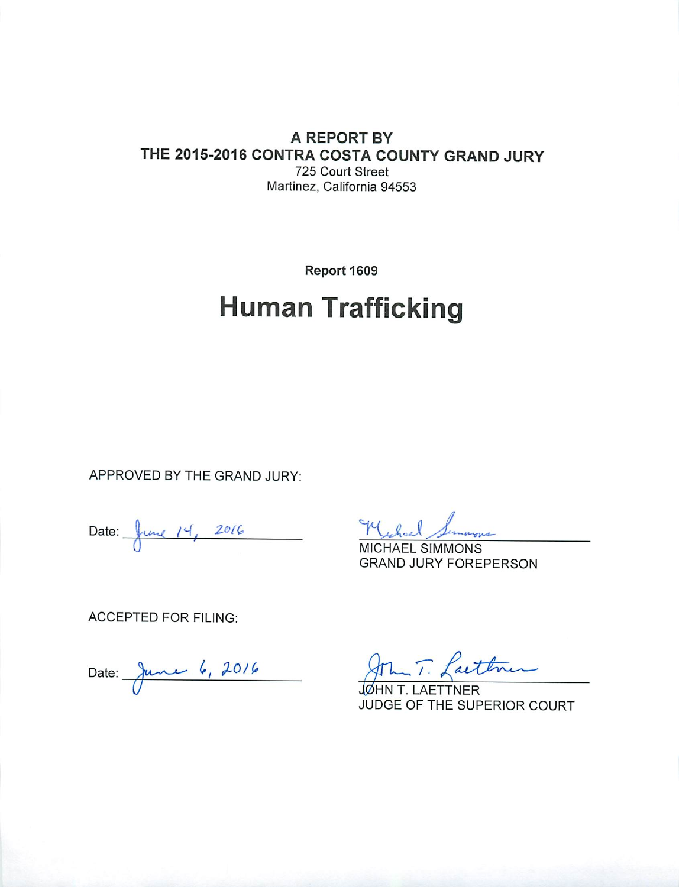**A REPORT BY**
**THE 2015-2016 CONTRA COSTA COUNTY GRAND JURY**
725 Court Street
Martinez, California 94553

**Report 1609**

# Human Trafficking

APPROVED BY THE GRAND JURY:

Date: June 14, 2016

MICHAEL SIMMONS
GRAND JURY FOREPERSON

ACCEPTED FOR FILING:

Date: June 6, 2016

JOHN T. LAETTNER
JUDGE OF THE SUPERIOR COURT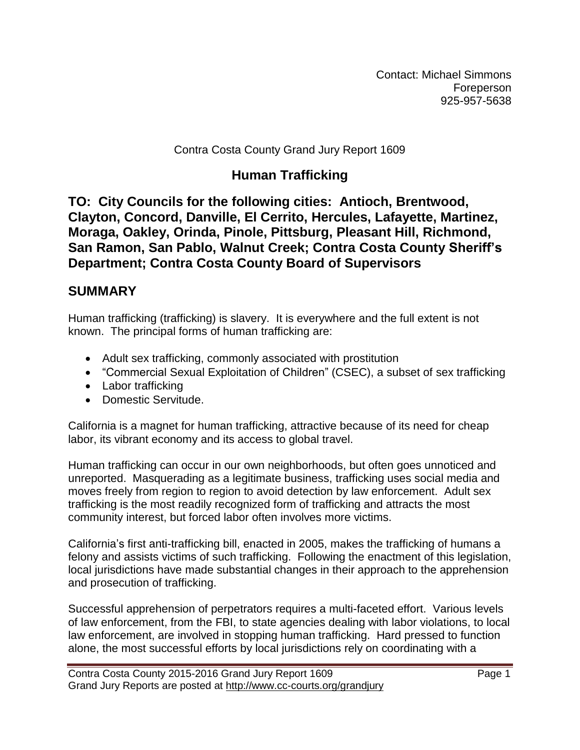Contact: Michael Simmons
Foreperson
925-957-5638

Contra Costa County Grand Jury Report 1609

# Human Trafficking

## TO: City Councils for the following cities: Antioch, Brentwood, Clayton, Concord, Danville, El Cerrito, Hercules, Lafayette, Martinez, Moraga, Oakley, Orinda, Pinole, Pittsburg, Pleasant Hill, Richmond, San Ramon, San Pablo, Walnut Creek; Contra Costa County Sheriff's Department; Contra Costa County Board of Supervisors

## SUMMARY

Human trafficking (trafficking) is slavery. It is everywhere and the full extent is not known. The principal forms of human trafficking are:

- Adult sex trafficking, commonly associated with prostitution
- "Commercial Sexual Exploitation of Children" (CSEC), a subset of sex trafficking
- Labor trafficking
- Domestic Servitude.

California is a magnet for human trafficking, attractive because of its need for cheap labor, its vibrant economy and its access to global travel.

Human trafficking can occur in our own neighborhoods, but often goes unnoticed and unreported. Masquerading as a legitimate business, trafficking uses social media and moves freely from region to region to avoid detection by law enforcement. Adult sex trafficking is the most readily recognized form of trafficking and attracts the most community interest, but forced labor often involves more victims.

California's first anti-trafficking bill, enacted in 2005, makes the trafficking of humans a felony and assists victims of such trafficking. Following the enactment of this legislation, local jurisdictions have made substantial changes in their approach to the apprehension and prosecution of trafficking.

Successful apprehension of perpetrators requires a multi-faceted effort. Various levels of law enforcement, from the FBI, to state agencies dealing with labor violations, to local law enforcement, are involved in stopping human trafficking. Hard pressed to function alone, the most successful efforts by local jurisdictions rely on coordinating with a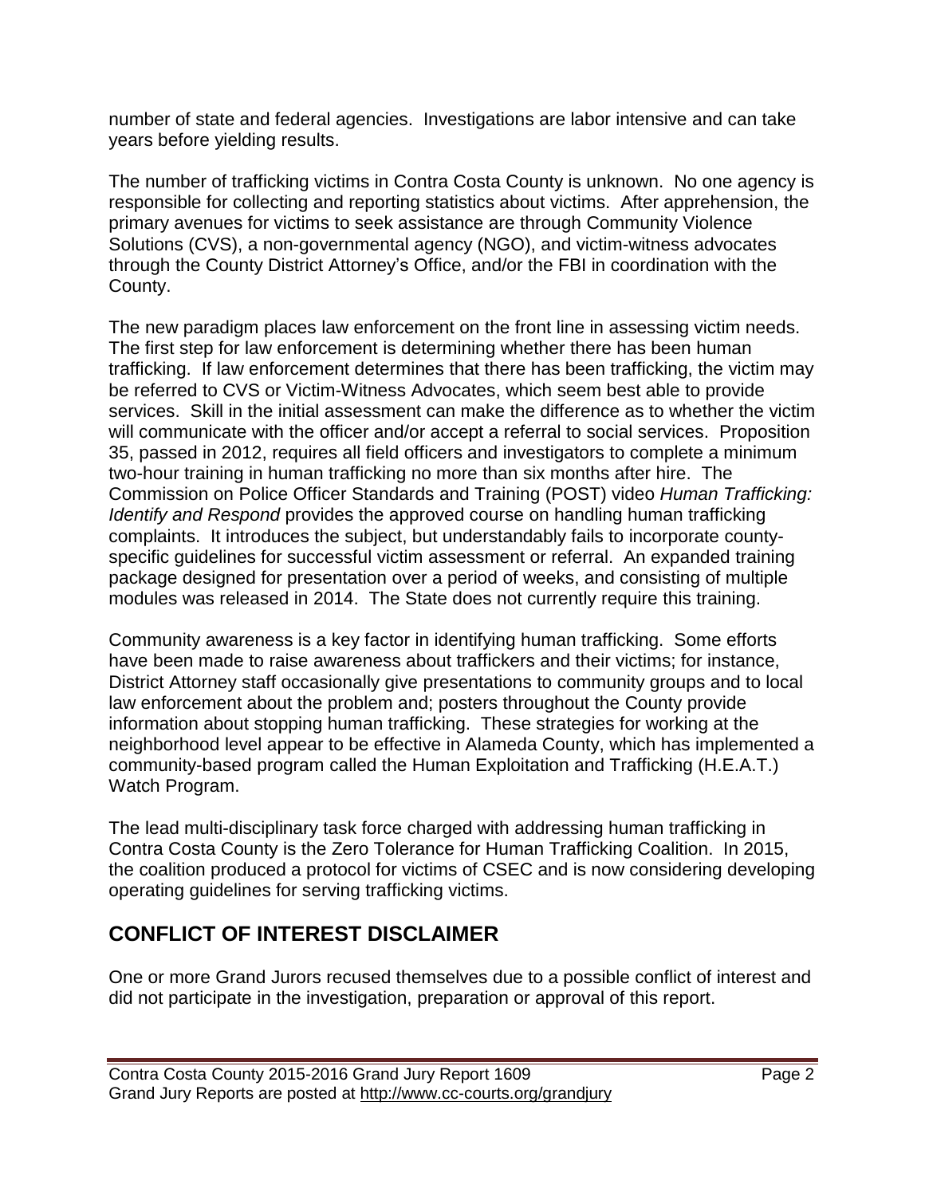number of state and federal agencies. Investigations are labor intensive and can take years before yielding results.

The number of trafficking victims in Contra Costa County is unknown. No one agency is responsible for collecting and reporting statistics about victims. After apprehension, the primary avenues for victims to seek assistance are through Community Violence Solutions (CVS), a non-governmental agency (NGO), and victim-witness advocates through the County District Attorney's Office, and/or the FBI in coordination with the County.

The new paradigm places law enforcement on the front line in assessing victim needs. The first step for law enforcement is determining whether there has been human trafficking. If law enforcement determines that there has been trafficking, the victim may be referred to CVS or Victim-Witness Advocates, which seem best able to provide services. Skill in the initial assessment can make the difference as to whether the victim will communicate with the officer and/or accept a referral to social services. Proposition 35, passed in 2012, requires all field officers and investigators to complete a minimum two-hour training in human trafficking no more than six months after hire. The Commission on Police Officer Standards and Training (POST) video *Human Trafficking: Identify and Respond* provides the approved course on handling human trafficking complaints. It introduces the subject, but understandably fails to incorporate county-specific guidelines for successful victim assessment or referral. An expanded training package designed for presentation over a period of weeks, and consisting of multiple modules was released in 2014. The State does not currently require this training.

Community awareness is a key factor in identifying human trafficking. Some efforts have been made to raise awareness about traffickers and their victims; for instance, District Attorney staff occasionally give presentations to community groups and to local law enforcement about the problem and; posters throughout the County provide information about stopping human trafficking. These strategies for working at the neighborhood level appear to be effective in Alameda County, which has implemented a community-based program called the Human Exploitation and Trafficking (H.E.A.T.) Watch Program.

The lead multi-disciplinary task force charged with addressing human trafficking in Contra Costa County is the Zero Tolerance for Human Trafficking Coalition. In 2015, the coalition produced a protocol for victims of CSEC and is now considering developing operating guidelines for serving trafficking victims.

## CONFLICT OF INTEREST DISCLAIMER

One or more Grand Jurors recused themselves due to a possible conflict of interest and did not participate in the investigation, preparation or approval of this report.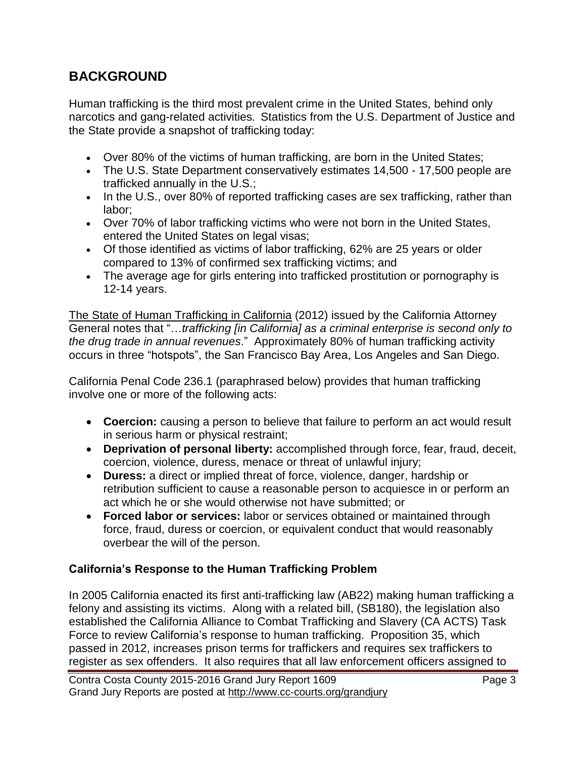## BACKGROUND

Human trafficking is the third most prevalent crime in the United States, behind only narcotics and gang-related activities. Statistics from the U.S. Department of Justice and the State provide a snapshot of trafficking today:

- Over 80% of the victims of human trafficking, are born in the United States;
- The U.S. State Department conservatively estimates 14,500 - 17,500 people are trafficked annually in the U.S.;
- In the U.S., over 80% of reported trafficking cases are sex trafficking, rather than labor;
- Over 70% of labor trafficking victims who were not born in the United States, entered the United States on legal visas;
- Of those identified as victims of labor trafficking, 62% are 25 years or older compared to 13% of confirmed sex trafficking victims; and
- The average age for girls entering into trafficked prostitution or pornography is 12-14 years.

The State of Human Trafficking in California (2012) issued by the California Attorney General notes that "…*trafficking [in California] as a criminal enterprise is second only to the drug trade in annual revenues*." Approximately 80% of human trafficking activity occurs in three "hotspots", the San Francisco Bay Area, Los Angeles and San Diego.

California Penal Code 236.1 (paraphrased below) provides that human trafficking involve one or more of the following acts:

- **Coercion:** causing a person to believe that failure to perform an act would result in serious harm or physical restraint;
- **Deprivation of personal liberty:** accomplished through force, fear, fraud, deceit, coercion, violence, duress, menace or threat of unlawful injury;
- **Duress:** a direct or implied threat of force, violence, danger, hardship or retribution sufficient to cause a reasonable person to acquiesce in or perform an act which he or she would otherwise not have submitted; or
- **Forced labor or services:** labor or services obtained or maintained through force, fraud, duress or coercion, or equivalent conduct that would reasonably overbear the will of the person.

### California's Response to the Human Trafficking Problem

In 2005 California enacted its first anti-trafficking law (AB22) making human trafficking a felony and assisting its victims. Along with a related bill, (SB180), the legislation also established the California Alliance to Combat Trafficking and Slavery (CA ACTS) Task Force to review California's response to human trafficking. Proposition 35, which passed in 2012, increases prison terms for traffickers and requires sex traffickers to register as sex offenders. It also requires that all law enforcement officers assigned to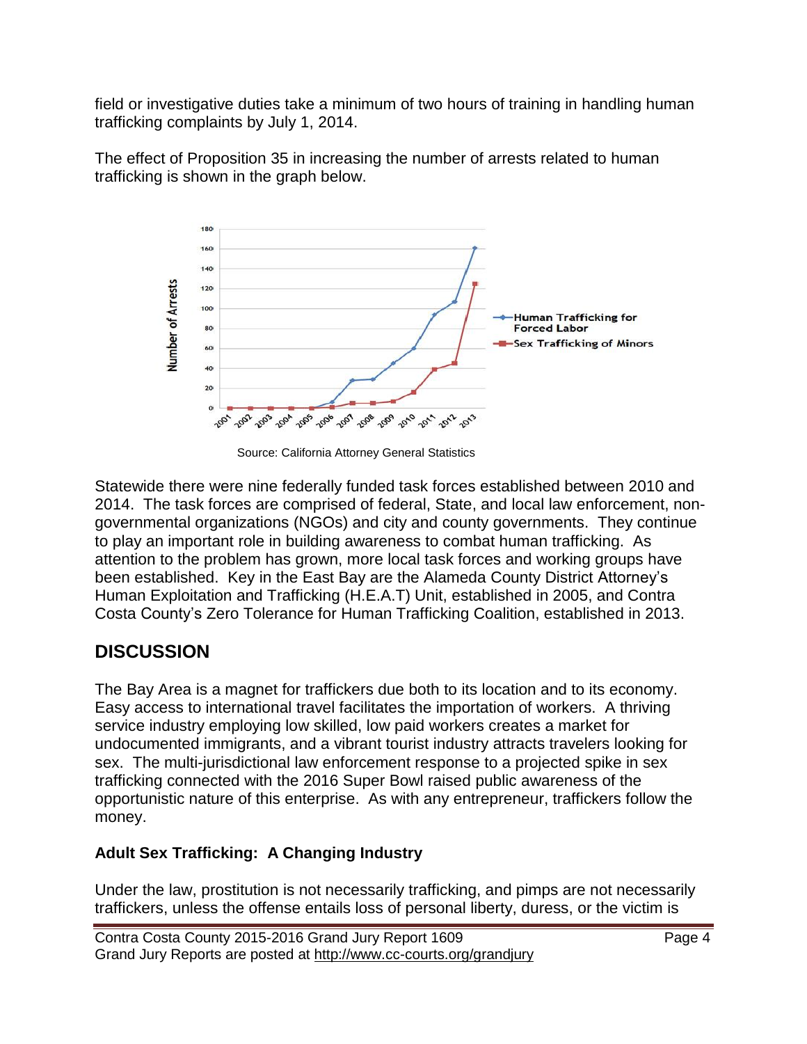field or investigative duties take a minimum of two hours of training in handling human trafficking complaints by July 1, 2014.

The effect of Proposition 35 in increasing the number of arrests related to human trafficking is shown in the graph below.

Source: California Attorney General Statistics

Statewide there were nine federally funded task forces established between 2010 and 2014. The task forces are comprised of federal, State, and local law enforcement, non-governmental organizations (NGOs) and city and county governments. They continue to play an important role in building awareness to combat human trafficking. As attention to the problem has grown, more local task forces and working groups have been established. Key in the East Bay are the Alameda County District Attorney's Human Exploitation and Trafficking (H.E.A.T) Unit, established in 2005, and Contra Costa County's Zero Tolerance for Human Trafficking Coalition, established in 2013.

## DISCUSSION

The Bay Area is a magnet for traffickers due both to its location and to its economy. Easy access to international travel facilitates the importation of workers. A thriving service industry employing low skilled, low paid workers creates a market for undocumented immigrants, and a vibrant tourist industry attracts travelers looking for sex. The multi-jurisdictional law enforcement response to a projected spike in sex trafficking connected with the 2016 Super Bowl raised public awareness of the opportunistic nature of this enterprise. As with any entrepreneur, traffickers follow the money.

### Adult Sex Trafficking: A Changing Industry

Under the law, prostitution is not necessarily trafficking, and pimps are not necessarily traffickers, unless the offense entails loss of personal liberty, duress, or the victim is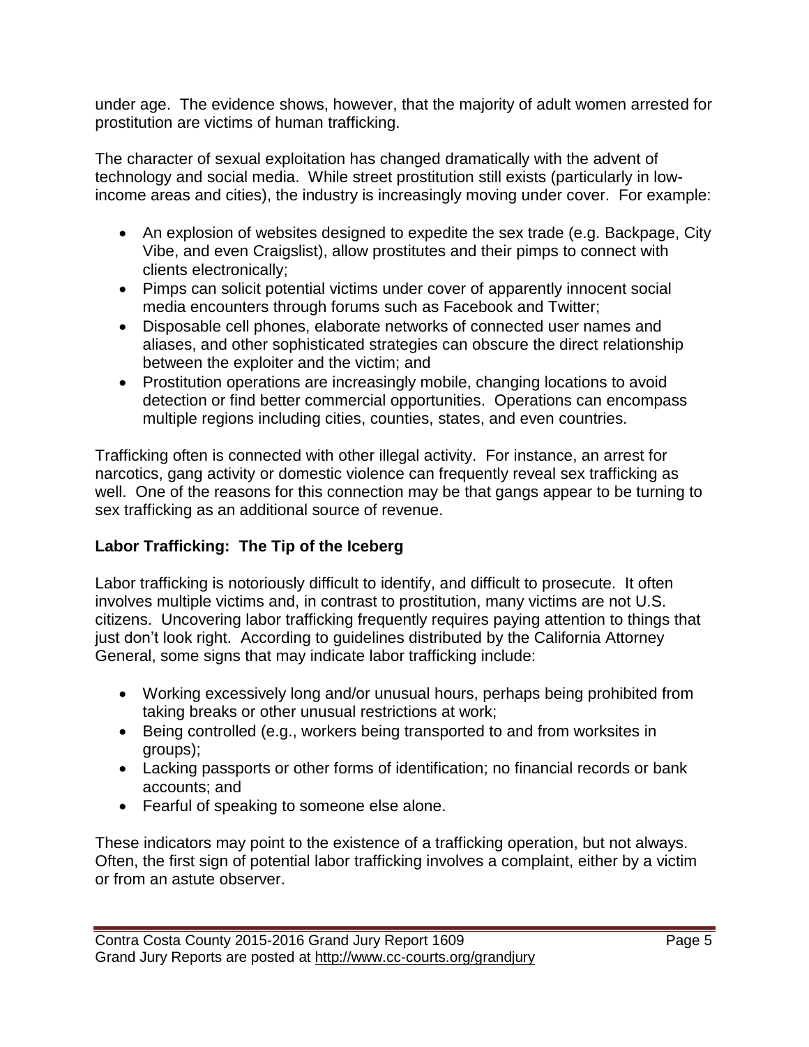under age. The evidence shows, however, that the majority of adult women arrested for prostitution are victims of human trafficking.

The character of sexual exploitation has changed dramatically with the advent of technology and social media. While street prostitution still exists (particularly in low-income areas and cities), the industry is increasingly moving under cover. For example:

- An explosion of websites designed to expedite the sex trade (e.g. Backpage, City Vibe, and even Craigslist), allow prostitutes and their pimps to connect with clients electronically;
- Pimps can solicit potential victims under cover of apparently innocent social media encounters through forums such as Facebook and Twitter;
- Disposable cell phones, elaborate networks of connected user names and aliases, and other sophisticated strategies can obscure the direct relationship between the exploiter and the victim; and
- Prostitution operations are increasingly mobile, changing locations to avoid detection or find better commercial opportunities. Operations can encompass multiple regions including cities, counties, states, and even countries.

Trafficking often is connected with other illegal activity. For instance, an arrest for narcotics, gang activity or domestic violence can frequently reveal sex trafficking as well. One of the reasons for this connection may be that gangs appear to be turning to sex trafficking as an additional source of revenue.

**Labor Trafficking: The Tip of the Iceberg**

Labor trafficking is notoriously difficult to identify, and difficult to prosecute. It often involves multiple victims and, in contrast to prostitution, many victims are not U.S. citizens. Uncovering labor trafficking frequently requires paying attention to things that just don't look right. According to guidelines distributed by the California Attorney General, some signs that may indicate labor trafficking include:

- Working excessively long and/or unusual hours, perhaps being prohibited from taking breaks or other unusual restrictions at work;
- Being controlled (e.g., workers being transported to and from worksites in groups);
- Lacking passports or other forms of identification; no financial records or bank accounts; and
- Fearful of speaking to someone else alone.

These indicators may point to the existence of a trafficking operation, but not always. Often, the first sign of potential labor trafficking involves a complaint, either by a victim or from an astute observer.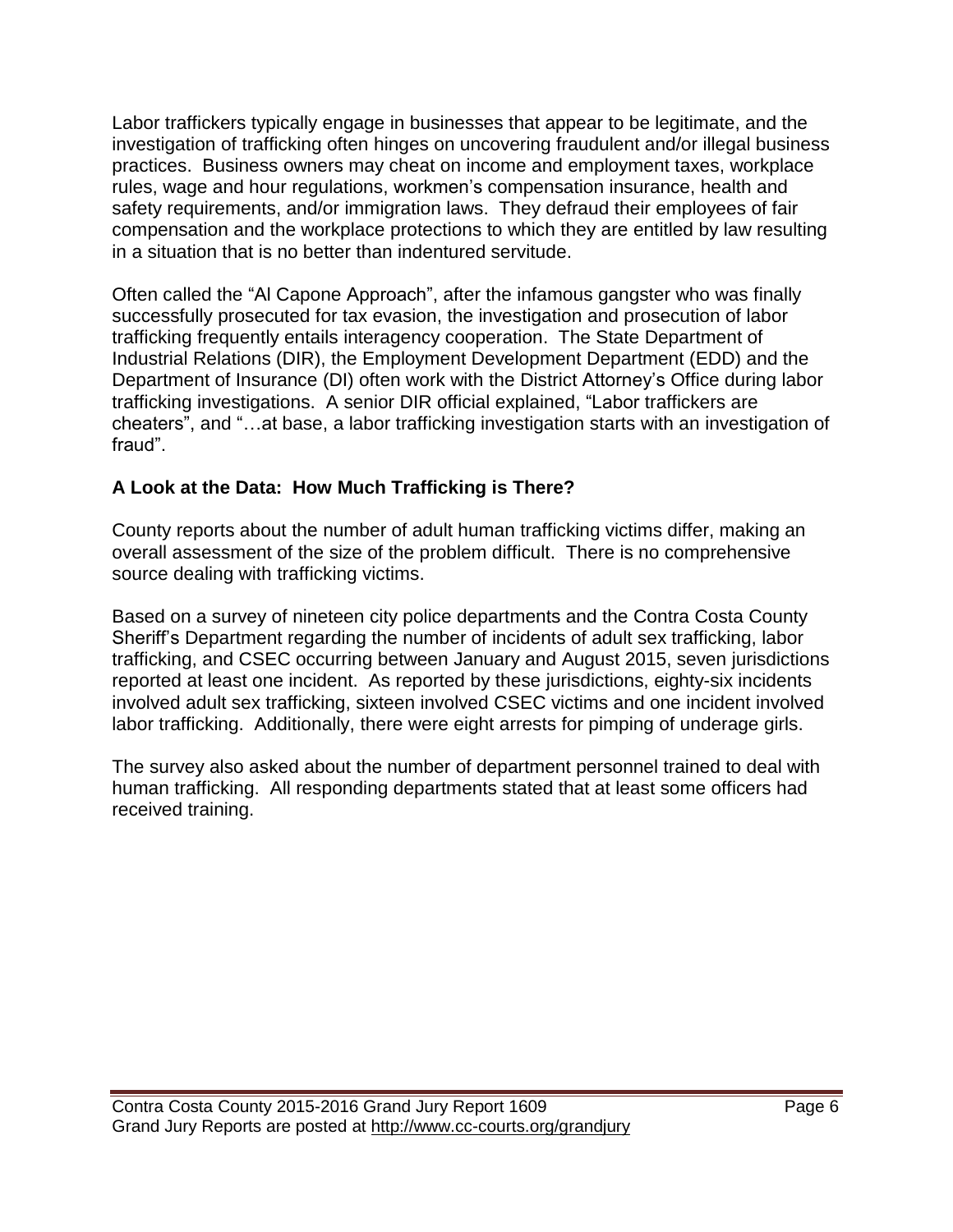Labor traffickers typically engage in businesses that appear to be legitimate, and the investigation of trafficking often hinges on uncovering fraudulent and/or illegal business practices. Business owners may cheat on income and employment taxes, workplace rules, wage and hour regulations, workmen's compensation insurance, health and safety requirements, and/or immigration laws. They defraud their employees of fair compensation and the workplace protections to which they are entitled by law resulting in a situation that is no better than indentured servitude.

Often called the "Al Capone Approach", after the infamous gangster who was finally successfully prosecuted for tax evasion, the investigation and prosecution of labor trafficking frequently entails interagency cooperation. The State Department of Industrial Relations (DIR), the Employment Development Department (EDD) and the Department of Insurance (DI) often work with the District Attorney's Office during labor trafficking investigations. A senior DIR official explained, "Labor traffickers are cheaters", and "…at base, a labor trafficking investigation starts with an investigation of fraud".

## A Look at the Data: How Much Trafficking is There?

County reports about the number of adult human trafficking victims differ, making an overall assessment of the size of the problem difficult. There is no comprehensive source dealing with trafficking victims.

Based on a survey of nineteen city police departments and the Contra Costa County Sheriff's Department regarding the number of incidents of adult sex trafficking, labor trafficking, and CSEC occurring between January and August 2015, seven jurisdictions reported at least one incident. As reported by these jurisdictions, eighty-six incidents involved adult sex trafficking, sixteen involved CSEC victims and one incident involved labor trafficking. Additionally, there were eight arrests for pimping of underage girls.

The survey also asked about the number of department personnel trained to deal with human trafficking. All responding departments stated that at least some officers had received training.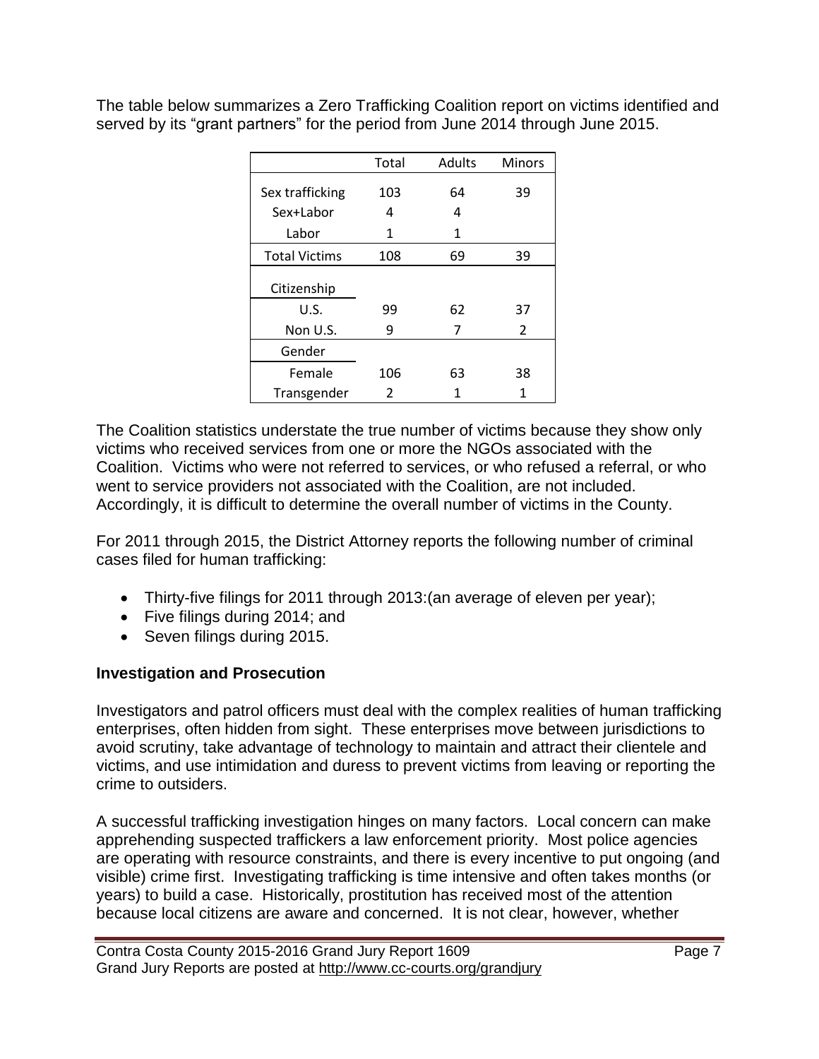The table below summarizes a Zero Trafficking Coalition report on victims identified and served by its "grant partners" for the period from June 2014 through June 2015.

| | Total | Adults | Minors |
|---|---|---|---|
| Sex trafficking | 103 | 64 | 39 |
| Sex+Labor | 4 | 4 | |
| Labor | 1 | 1 | |
| Total Victims | 108 | 69 | 39 |
| Citizenship | | | |
| U.S. | 99 | 62 | 37 |
| Non U.S. | 9 | 7 | 2 |
| Gender | | | |
| Female | 106 | 63 | 38 |
| Transgender | 2 | 1 | 1 |

The Coalition statistics understate the true number of victims because they show only victims who received services from one or more the NGOs associated with the Coalition. Victims who were not referred to services, or who refused a referral, or who went to service providers not associated with the Coalition, are not included. Accordingly, it is difficult to determine the overall number of victims in the County.

For 2011 through 2015, the District Attorney reports the following number of criminal cases filed for human trafficking:

- Thirty-five filings for 2011 through 2013:(an average of eleven per year);
- Five filings during 2014; and
- Seven filings during 2015.

**Investigation and Prosecution**

Investigators and patrol officers must deal with the complex realities of human trafficking enterprises, often hidden from sight. These enterprises move between jurisdictions to avoid scrutiny, take advantage of technology to maintain and attract their clientele and victims, and use intimidation and duress to prevent victims from leaving or reporting the crime to outsiders.

A successful trafficking investigation hinges on many factors. Local concern can make apprehending suspected traffickers a law enforcement priority. Most police agencies are operating with resource constraints, and there is every incentive to put ongoing (and visible) crime first. Investigating trafficking is time intensive and often takes months (or years) to build a case. Historically, prostitution has received most of the attention because local citizens are aware and concerned. It is not clear, however, whether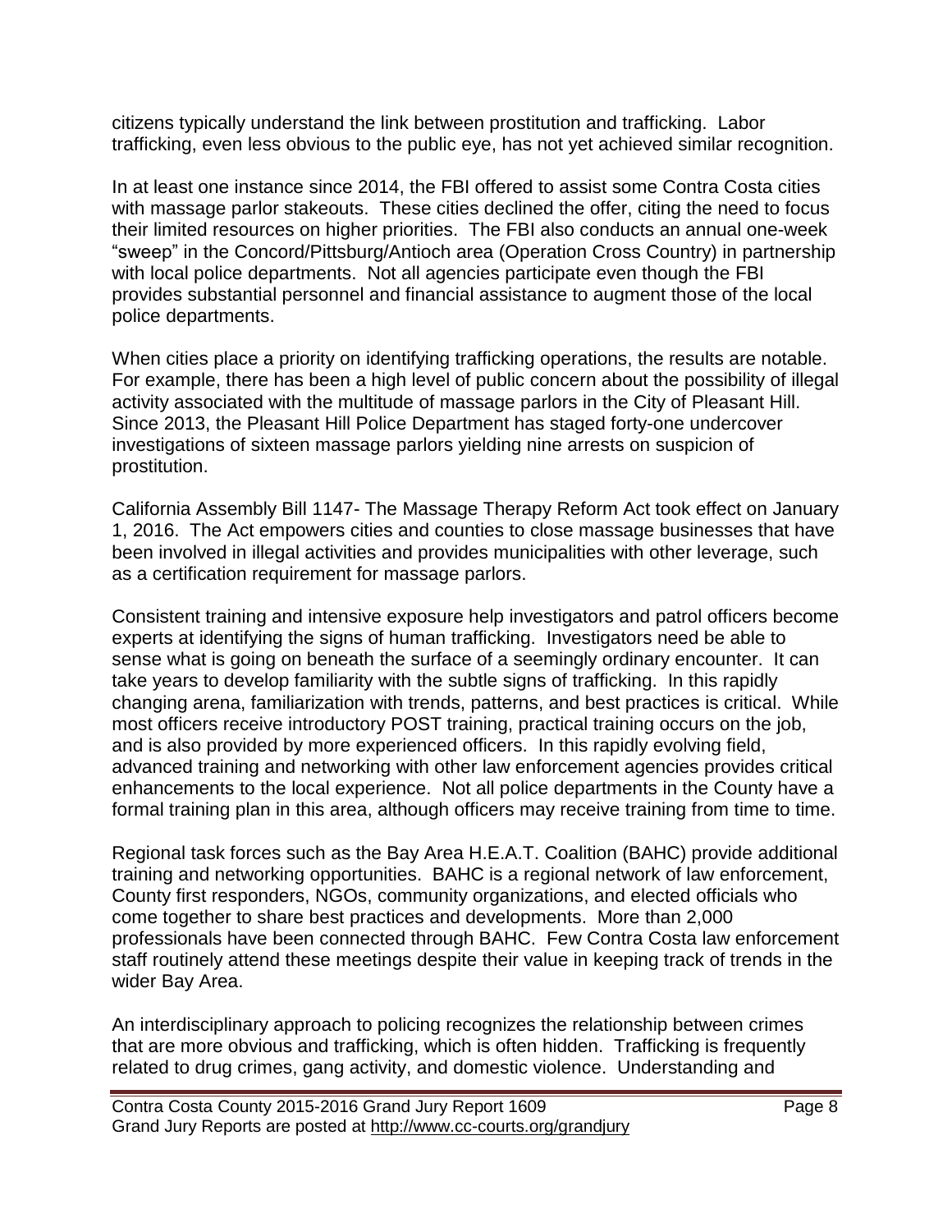citizens typically understand the link between prostitution and trafficking. Labor trafficking, even less obvious to the public eye, has not yet achieved similar recognition.

In at least one instance since 2014, the FBI offered to assist some Contra Costa cities with massage parlor stakeouts. These cities declined the offer, citing the need to focus their limited resources on higher priorities. The FBI also conducts an annual one-week "sweep" in the Concord/Pittsburg/Antioch area (Operation Cross Country) in partnership with local police departments. Not all agencies participate even though the FBI provides substantial personnel and financial assistance to augment those of the local police departments.

When cities place a priority on identifying trafficking operations, the results are notable. For example, there has been a high level of public concern about the possibility of illegal activity associated with the multitude of massage parlors in the City of Pleasant Hill. Since 2013, the Pleasant Hill Police Department has staged forty-one undercover investigations of sixteen massage parlors yielding nine arrests on suspicion of prostitution.

California Assembly Bill 1147- The Massage Therapy Reform Act took effect on January 1, 2016. The Act empowers cities and counties to close massage businesses that have been involved in illegal activities and provides municipalities with other leverage, such as a certification requirement for massage parlors.

Consistent training and intensive exposure help investigators and patrol officers become experts at identifying the signs of human trafficking. Investigators need be able to sense what is going on beneath the surface of a seemingly ordinary encounter. It can take years to develop familiarity with the subtle signs of trafficking. In this rapidly changing arena, familiarization with trends, patterns, and best practices is critical. While most officers receive introductory POST training, practical training occurs on the job, and is also provided by more experienced officers. In this rapidly evolving field, advanced training and networking with other law enforcement agencies provides critical enhancements to the local experience. Not all police departments in the County have a formal training plan in this area, although officers may receive training from time to time.

Regional task forces such as the Bay Area H.E.A.T. Coalition (BAHC) provide additional training and networking opportunities. BAHC is a regional network of law enforcement, County first responders, NGOs, community organizations, and elected officials who come together to share best practices and developments. More than 2,000 professionals have been connected through BAHC. Few Contra Costa law enforcement staff routinely attend these meetings despite their value in keeping track of trends in the wider Bay Area.

An interdisciplinary approach to policing recognizes the relationship between crimes that are more obvious and trafficking, which is often hidden. Trafficking is frequently related to drug crimes, gang activity, and domestic violence. Understanding and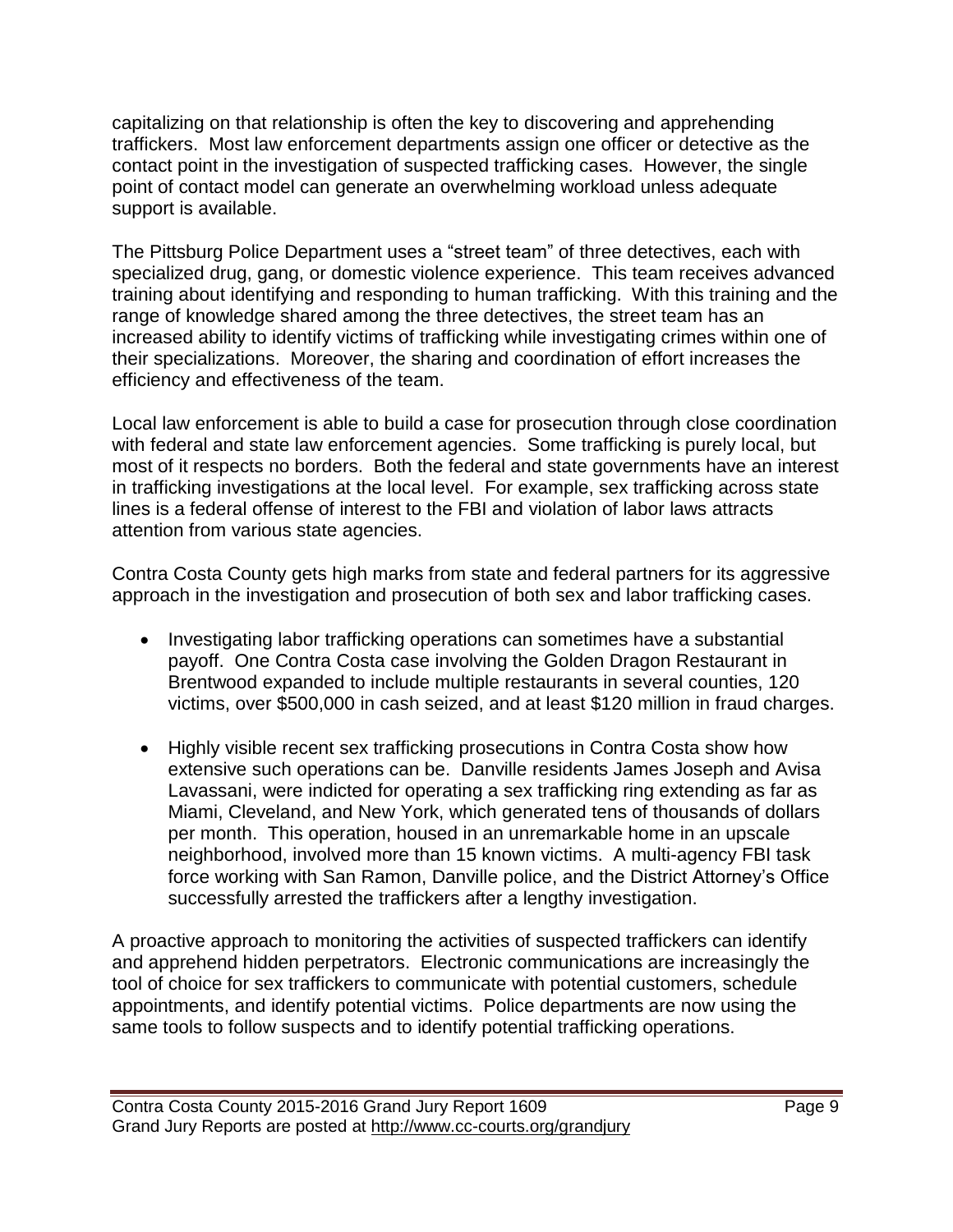capitalizing on that relationship is often the key to discovering and apprehending traffickers. Most law enforcement departments assign one officer or detective as the contact point in the investigation of suspected trafficking cases. However, the single point of contact model can generate an overwhelming workload unless adequate support is available.

The Pittsburg Police Department uses a "street team" of three detectives, each with specialized drug, gang, or domestic violence experience. This team receives advanced training about identifying and responding to human trafficking. With this training and the range of knowledge shared among the three detectives, the street team has an increased ability to identify victims of trafficking while investigating crimes within one of their specializations. Moreover, the sharing and coordination of effort increases the efficiency and effectiveness of the team.

Local law enforcement is able to build a case for prosecution through close coordination with federal and state law enforcement agencies. Some trafficking is purely local, but most of it respects no borders. Both the federal and state governments have an interest in trafficking investigations at the local level. For example, sex trafficking across state lines is a federal offense of interest to the FBI and violation of labor laws attracts attention from various state agencies.

Contra Costa County gets high marks from state and federal partners for its aggressive approach in the investigation and prosecution of both sex and labor trafficking cases.

- Investigating labor trafficking operations can sometimes have a substantial payoff. One Contra Costa case involving the Golden Dragon Restaurant in Brentwood expanded to include multiple restaurants in several counties, 120 victims, over $500,000 in cash seized, and at least $120 million in fraud charges.

- Highly visible recent sex trafficking prosecutions in Contra Costa show how extensive such operations can be. Danville residents James Joseph and Avisa Lavassani, were indicted for operating a sex trafficking ring extending as far as Miami, Cleveland, and New York, which generated tens of thousands of dollars per month. This operation, housed in an unremarkable home in an upscale neighborhood, involved more than 15 known victims. A multi-agency FBI task force working with San Ramon, Danville police, and the District Attorney's Office successfully arrested the traffickers after a lengthy investigation.

A proactive approach to monitoring the activities of suspected traffickers can identify and apprehend hidden perpetrators. Electronic communications are increasingly the tool of choice for sex traffickers to communicate with potential customers, schedule appointments, and identify potential victims. Police departments are now using the same tools to follow suspects and to identify potential trafficking operations.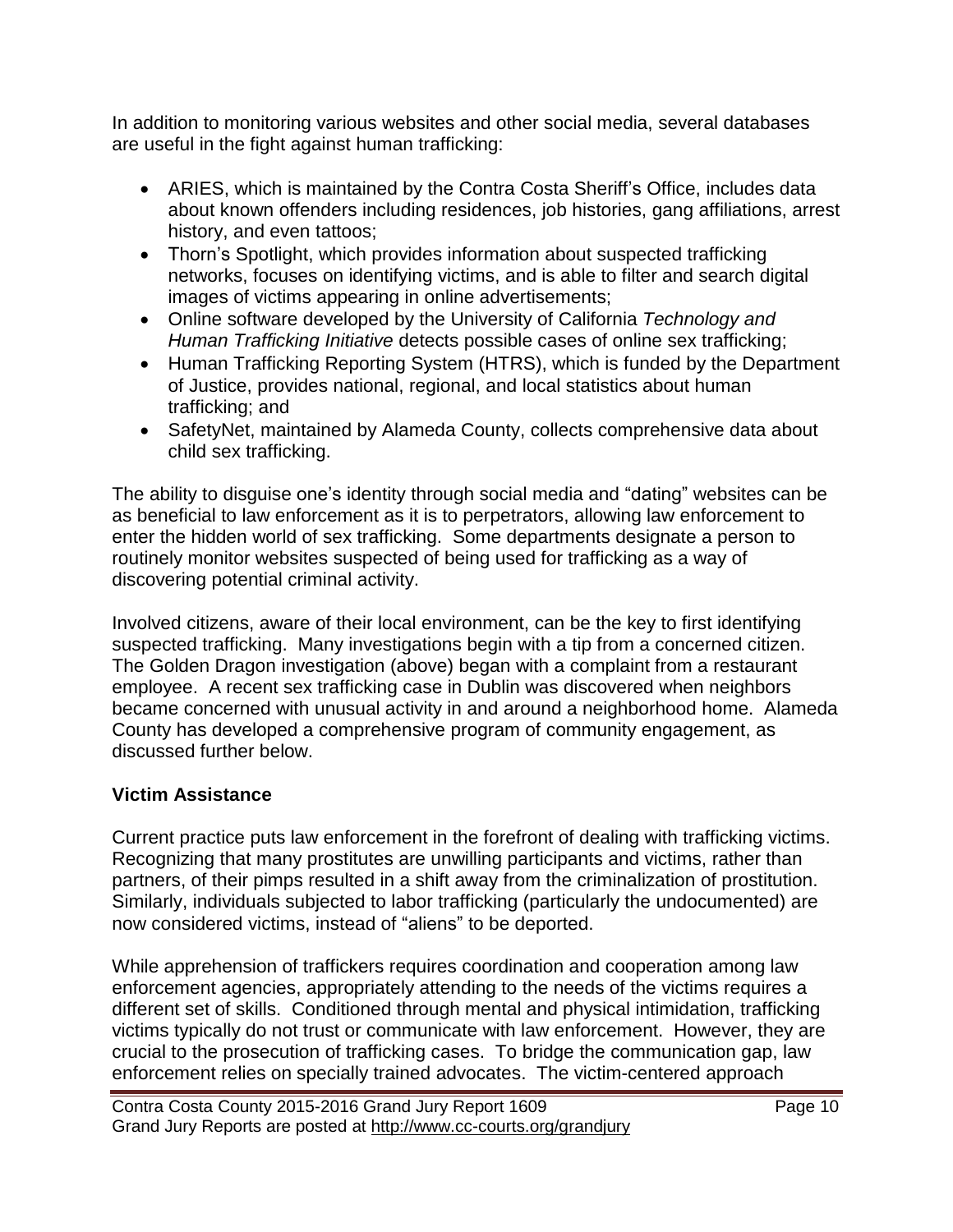In addition to monitoring various websites and other social media, several databases are useful in the fight against human trafficking:

- ARIES, which is maintained by the Contra Costa Sheriff's Office, includes data about known offenders including residences, job histories, gang affiliations, arrest history, and even tattoos;
- Thorn's Spotlight, which provides information about suspected trafficking networks, focuses on identifying victims, and is able to filter and search digital images of victims appearing in online advertisements;
- Online software developed by the University of California *Technology and Human Trafficking Initiative* detects possible cases of online sex trafficking;
- Human Trafficking Reporting System (HTRS), which is funded by the Department of Justice, provides national, regional, and local statistics about human trafficking; and
- SafetyNet, maintained by Alameda County, collects comprehensive data about child sex trafficking.

The ability to disguise one's identity through social media and "dating" websites can be as beneficial to law enforcement as it is to perpetrators, allowing law enforcement to enter the hidden world of sex trafficking. Some departments designate a person to routinely monitor websites suspected of being used for trafficking as a way of discovering potential criminal activity.

Involved citizens, aware of their local environment, can be the key to first identifying suspected trafficking. Many investigations begin with a tip from a concerned citizen. The Golden Dragon investigation (above) began with a complaint from a restaurant employee. A recent sex trafficking case in Dublin was discovered when neighbors became concerned with unusual activity in and around a neighborhood home. Alameda County has developed a comprehensive program of community engagement, as discussed further below.

## Victim Assistance

Current practice puts law enforcement in the forefront of dealing with trafficking victims. Recognizing that many prostitutes are unwilling participants and victims, rather than partners, of their pimps resulted in a shift away from the criminalization of prostitution. Similarly, individuals subjected to labor trafficking (particularly the undocumented) are now considered victims, instead of "aliens" to be deported.

While apprehension of traffickers requires coordination and cooperation among law enforcement agencies, appropriately attending to the needs of the victims requires a different set of skills. Conditioned through mental and physical intimidation, trafficking victims typically do not trust or communicate with law enforcement. However, they are crucial to the prosecution of trafficking cases. To bridge the communication gap, law enforcement relies on specially trained advocates. The victim-centered approach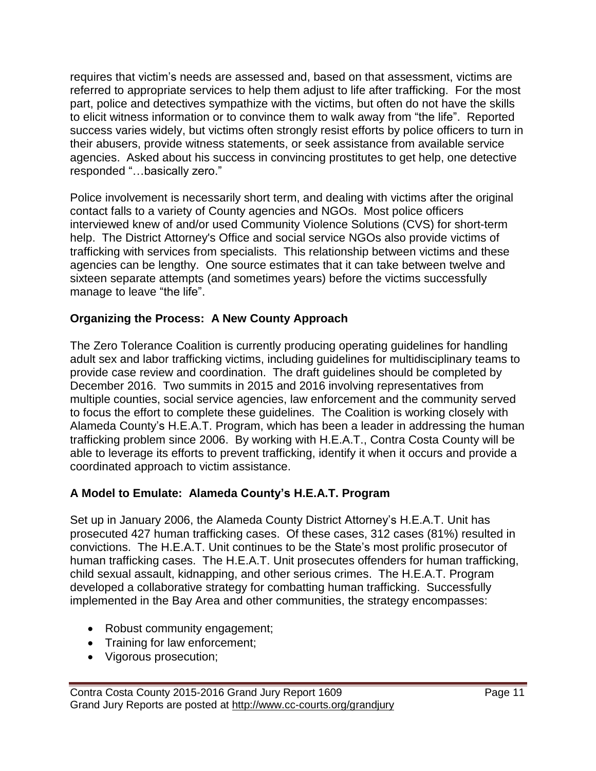requires that victim's needs are assessed and, based on that assessment, victims are referred to appropriate services to help them adjust to life after trafficking. For the most part, police and detectives sympathize with the victims, but often do not have the skills to elicit witness information or to convince them to walk away from "the life". Reported success varies widely, but victims often strongly resist efforts by police officers to turn in their abusers, provide witness statements, or seek assistance from available service agencies. Asked about his success in convincing prostitutes to get help, one detective responded "…basically zero."

Police involvement is necessarily short term, and dealing with victims after the original contact falls to a variety of County agencies and NGOs. Most police officers interviewed knew of and/or used Community Violence Solutions (CVS) for short-term help. The District Attorney's Office and social service NGOs also provide victims of trafficking with services from specialists. This relationship between victims and these agencies can be lengthy. One source estimates that it can take between twelve and sixteen separate attempts (and sometimes years) before the victims successfully manage to leave "the life".

### Organizing the Process: A New County Approach

The Zero Tolerance Coalition is currently producing operating guidelines for handling adult sex and labor trafficking victims, including guidelines for multidisciplinary teams to provide case review and coordination. The draft guidelines should be completed by December 2016. Two summits in 2015 and 2016 involving representatives from multiple counties, social service agencies, law enforcement and the community served to focus the effort to complete these guidelines. The Coalition is working closely with Alameda County's H.E.A.T. Program, which has been a leader in addressing the human trafficking problem since 2006. By working with H.E.A.T., Contra Costa County will be able to leverage its efforts to prevent trafficking, identify it when it occurs and provide a coordinated approach to victim assistance.

### A Model to Emulate: Alameda County's H.E.A.T. Program

Set up in January 2006, the Alameda County District Attorney's H.E.A.T. Unit has prosecuted 427 human trafficking cases. Of these cases, 312 cases (81%) resulted in convictions. The H.E.A.T. Unit continues to be the State's most prolific prosecutor of human trafficking cases. The H.E.A.T. Unit prosecutes offenders for human trafficking, child sexual assault, kidnapping, and other serious crimes. The H.E.A.T. Program developed a collaborative strategy for combatting human trafficking. Successfully implemented in the Bay Area and other communities, the strategy encompasses:

- Robust community engagement;
- Training for law enforcement;
- Vigorous prosecution;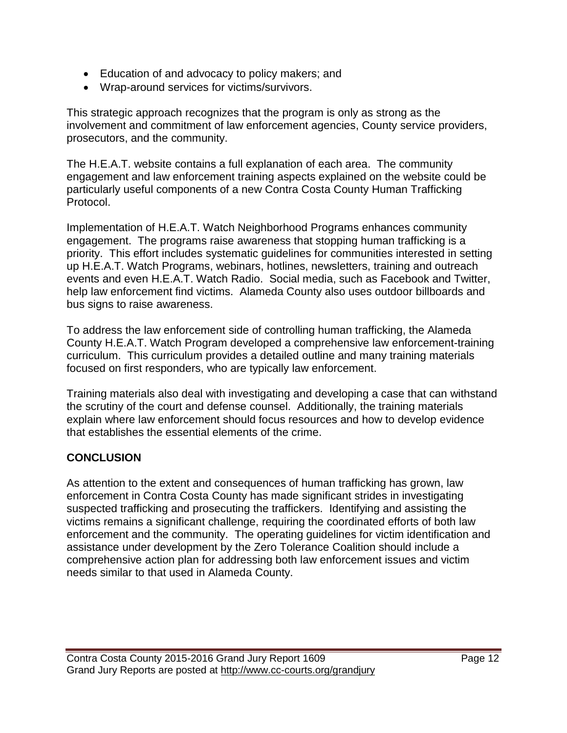- Education of and advocacy to policy makers; and
- Wrap-around services for victims/survivors.

This strategic approach recognizes that the program is only as strong as the involvement and commitment of law enforcement agencies, County service providers, prosecutors, and the community.

The H.E.A.T. website contains a full explanation of each area. The community engagement and law enforcement training aspects explained on the website could be particularly useful components of a new Contra Costa County Human Trafficking Protocol.

Implementation of H.E.A.T. Watch Neighborhood Programs enhances community engagement. The programs raise awareness that stopping human trafficking is a priority. This effort includes systematic guidelines for communities interested in setting up H.E.A.T. Watch Programs, webinars, hotlines, newsletters, training and outreach events and even H.E.A.T. Watch Radio. Social media, such as Facebook and Twitter, help law enforcement find victims. Alameda County also uses outdoor billboards and bus signs to raise awareness.

To address the law enforcement side of controlling human trafficking, the Alameda County H.E.A.T. Watch Program developed a comprehensive law enforcement-training curriculum. This curriculum provides a detailed outline and many training materials focused on first responders, who are typically law enforcement.

Training materials also deal with investigating and developing a case that can withstand the scrutiny of the court and defense counsel. Additionally, the training materials explain where law enforcement should focus resources and how to develop evidence that establishes the essential elements of the crime.

## CONCLUSION

As attention to the extent and consequences of human trafficking has grown, law enforcement in Contra Costa County has made significant strides in investigating suspected trafficking and prosecuting the traffickers. Identifying and assisting the victims remains a significant challenge, requiring the coordinated efforts of both law enforcement and the community. The operating guidelines for victim identification and assistance under development by the Zero Tolerance Coalition should include a comprehensive action plan for addressing both law enforcement issues and victim needs similar to that used in Alameda County.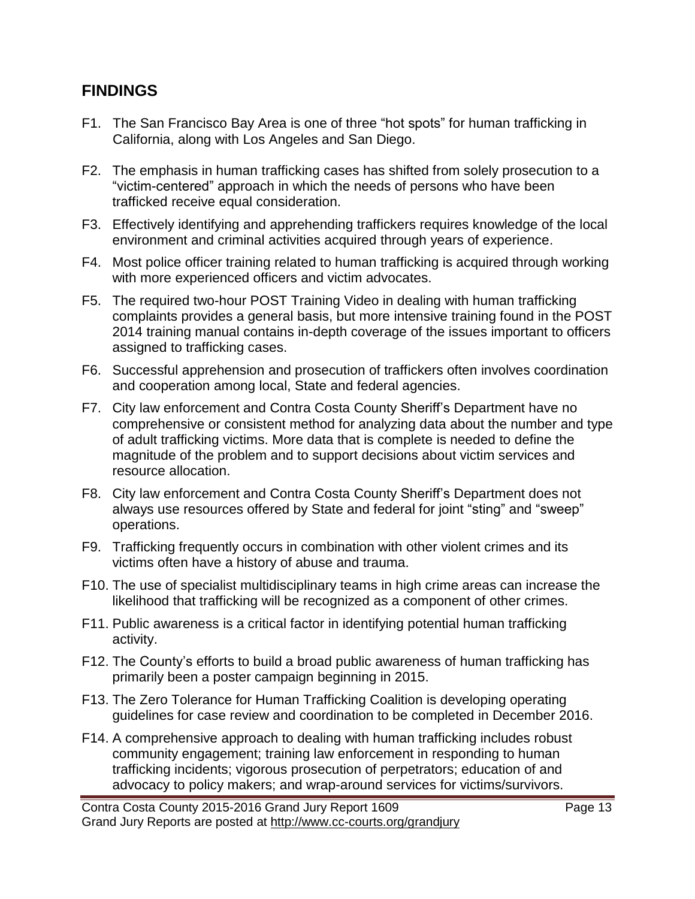## FINDINGS

F1. The San Francisco Bay Area is one of three "hot spots" for human trafficking in California, along with Los Angeles and San Diego.

F2. The emphasis in human trafficking cases has shifted from solely prosecution to a "victim-centered" approach in which the needs of persons who have been trafficked receive equal consideration.

F3. Effectively identifying and apprehending traffickers requires knowledge of the local environment and criminal activities acquired through years of experience.

F4. Most police officer training related to human trafficking is acquired through working with more experienced officers and victim advocates.

F5. The required two-hour POST Training Video in dealing with human trafficking complaints provides a general basis, but more intensive training found in the POST 2014 training manual contains in-depth coverage of the issues important to officers assigned to trafficking cases.

F6. Successful apprehension and prosecution of traffickers often involves coordination and cooperation among local, State and federal agencies.

F7. City law enforcement and Contra Costa County Sheriff's Department have no comprehensive or consistent method for analyzing data about the number and type of adult trafficking victims. More data that is complete is needed to define the magnitude of the problem and to support decisions about victim services and resource allocation.

F8. City law enforcement and Contra Costa County Sheriff's Department does not always use resources offered by State and federal for joint "sting" and "sweep" operations.

F9. Trafficking frequently occurs in combination with other violent crimes and its victims often have a history of abuse and trauma.

F10. The use of specialist multidisciplinary teams in high crime areas can increase the likelihood that trafficking will be recognized as a component of other crimes.

F11. Public awareness is a critical factor in identifying potential human trafficking activity.

F12. The County's efforts to build a broad public awareness of human trafficking has primarily been a poster campaign beginning in 2015.

F13. The Zero Tolerance for Human Trafficking Coalition is developing operating guidelines for case review and coordination to be completed in December 2016.

F14. A comprehensive approach to dealing with human trafficking includes robust community engagement; training law enforcement in responding to human trafficking incidents; vigorous prosecution of perpetrators; education of and advocacy to policy makers; and wrap-around services for victims/survivors.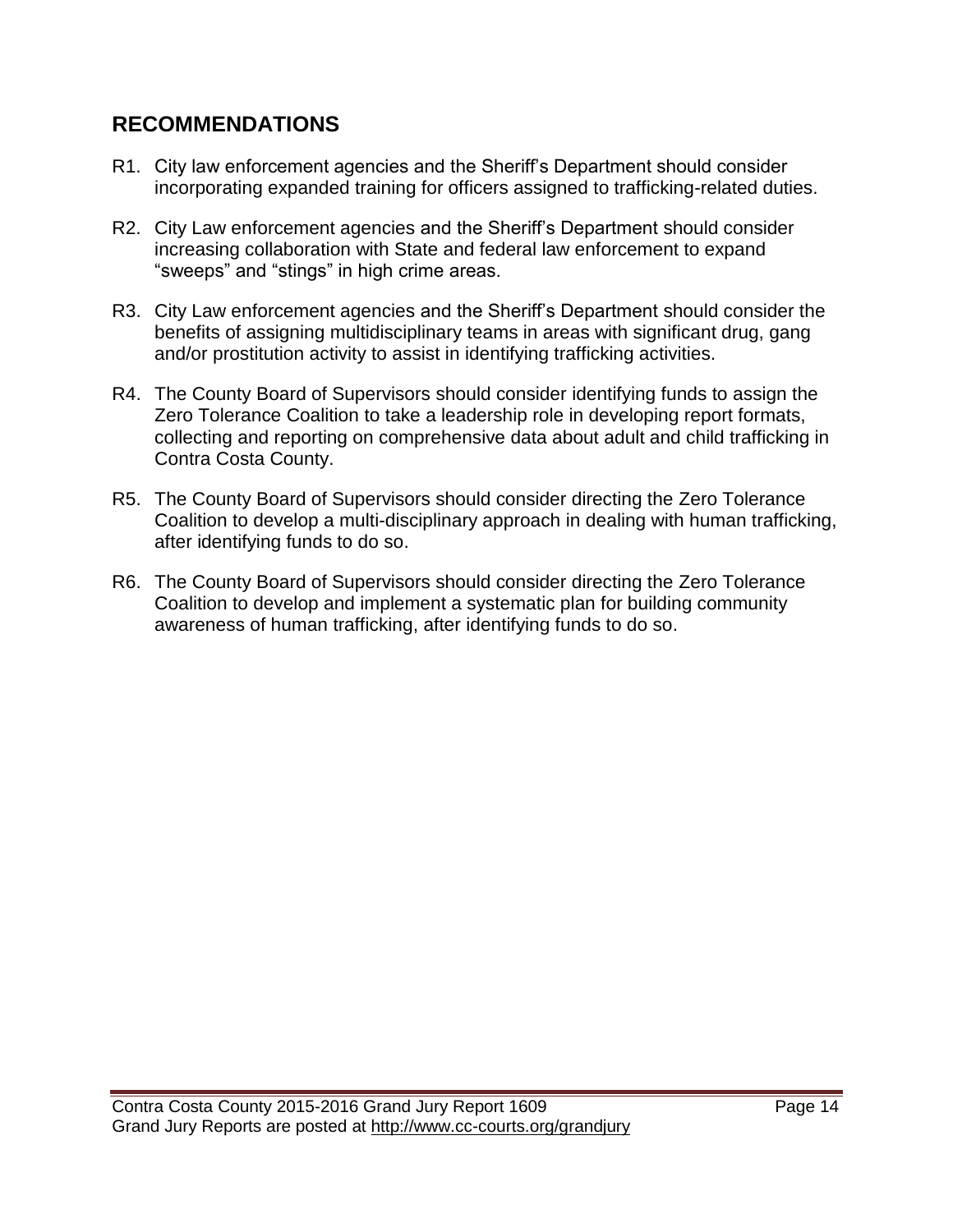## RECOMMENDATIONS

R1. City law enforcement agencies and the Sheriff's Department should consider incorporating expanded training for officers assigned to trafficking-related duties.

R2. City Law enforcement agencies and the Sheriff's Department should consider increasing collaboration with State and federal law enforcement to expand "sweeps" and "stings" in high crime areas.

R3. City Law enforcement agencies and the Sheriff's Department should consider the benefits of assigning multidisciplinary teams in areas with significant drug, gang and/or prostitution activity to assist in identifying trafficking activities.

R4. The County Board of Supervisors should consider identifying funds to assign the Zero Tolerance Coalition to take a leadership role in developing report formats, collecting and reporting on comprehensive data about adult and child trafficking in Contra Costa County.

R5. The County Board of Supervisors should consider directing the Zero Tolerance Coalition to develop a multi-disciplinary approach in dealing with human trafficking, after identifying funds to do so.

R6. The County Board of Supervisors should consider directing the Zero Tolerance Coalition to develop and implement a systematic plan for building community awareness of human trafficking, after identifying funds to do so.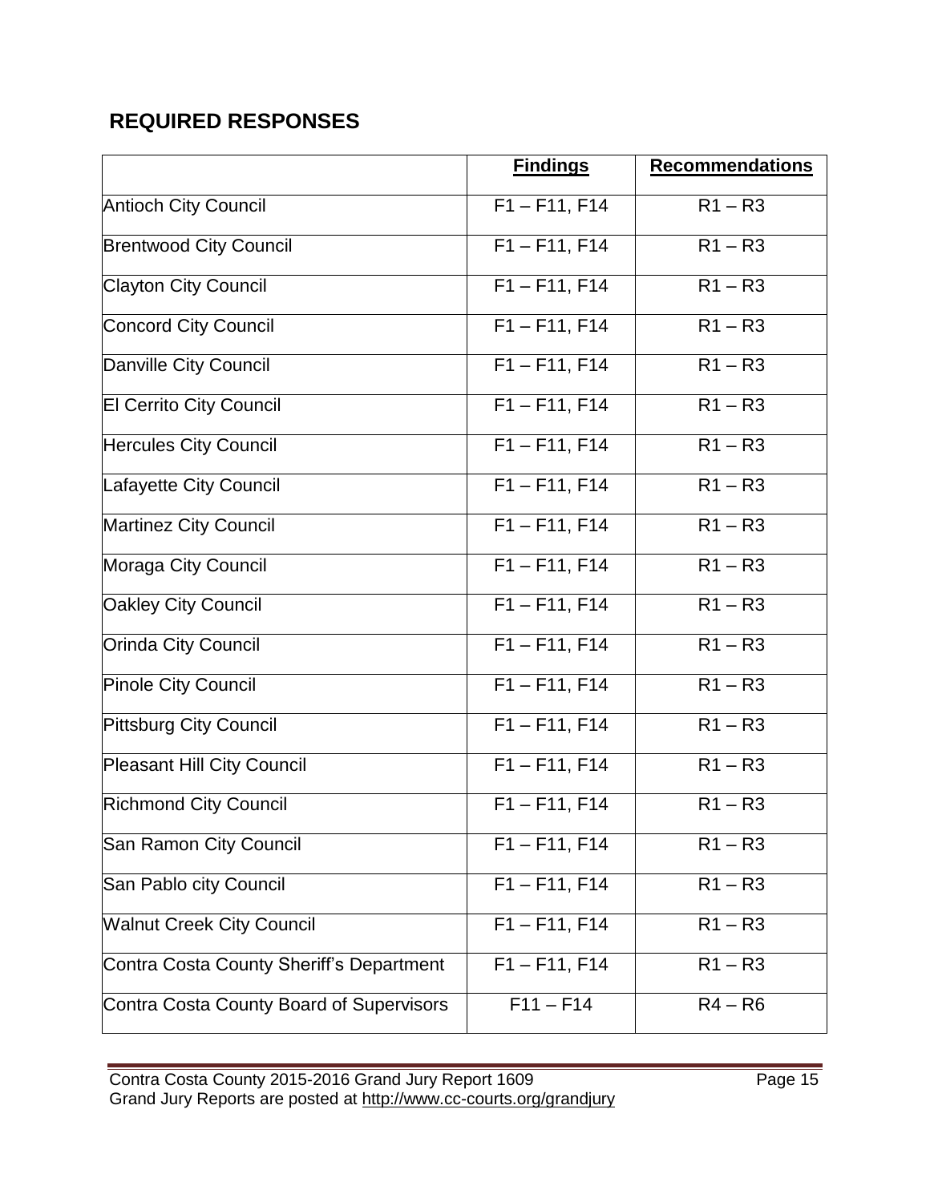## REQUIRED RESPONSES

| | Findings | Recommendations |
|---|---|---|
| Antioch City Council | F1 – F11, F14 | R1 – R3 |
| Brentwood City Council | F1 – F11, F14 | R1 – R3 |
| Clayton City Council | F1 – F11, F14 | R1 – R3 |
| Concord City Council | F1 – F11, F14 | R1 – R3 |
| Danville City Council | F1 – F11, F14 | R1 – R3 |
| El Cerrito City Council | F1 – F11, F14 | R1 – R3 |
| Hercules City Council | F1 – F11, F14 | R1 – R3 |
| Lafayette City Council | F1 – F11, F14 | R1 – R3 |
| Martinez City Council | F1 – F11, F14 | R1 – R3 |
| Moraga City Council | F1 – F11, F14 | R1 – R3 |
| Oakley City Council | F1 – F11, F14 | R1 – R3 |
| Orinda City Council | F1 – F11, F14 | R1 – R3 |
| Pinole City Council | F1 – F11, F14 | R1 – R3 |
| Pittsburg City Council | F1 – F11, F14 | R1 – R3 |
| Pleasant Hill City Council | F1 – F11, F14 | R1 – R3 |
| Richmond City Council | F1 – F11, F14 | R1 – R3 |
| San Ramon City Council | F1 – F11, F14 | R1 – R3 |
| San Pablo city Council | F1 – F11, F14 | R1 – R3 |
| Walnut Creek City Council | F1 – F11, F14 | R1 – R3 |
| Contra Costa County Sheriff's Department | F1 – F11, F14 | R1 – R3 |
| Contra Costa County Board of Supervisors | F11 – F14 | R4 – R6 |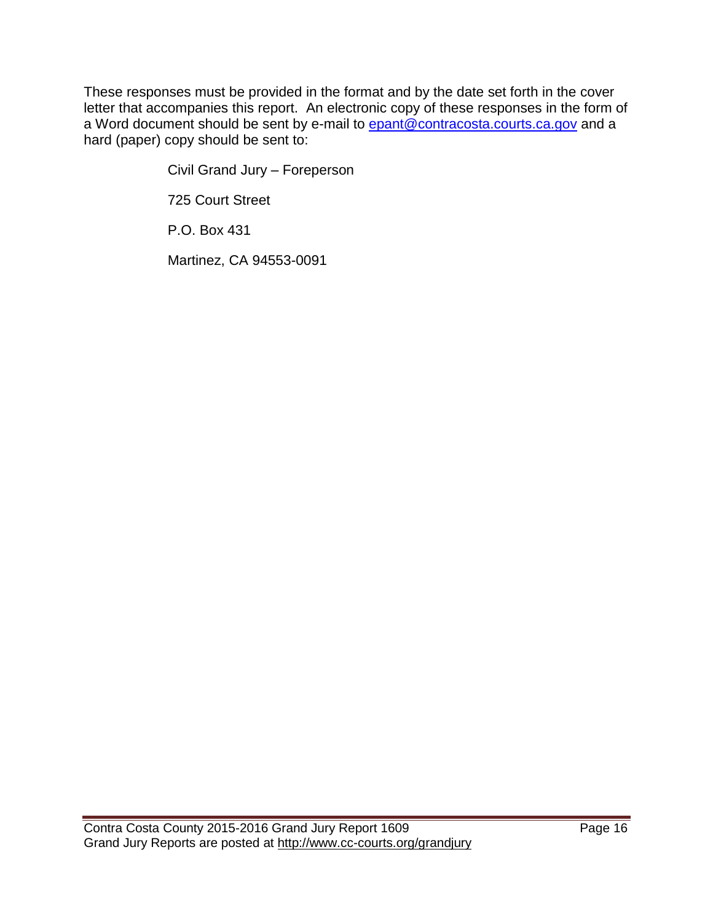These responses must be provided in the format and by the date set forth in the cover letter that accompanies this report. An electronic copy of these responses in the form of a Word document should be sent by e-mail to epant@contracosta.courts.ca.gov and a hard (paper) copy should be sent to:

Civil Grand Jury – Foreperson

725 Court Street

P.O. Box 431

Martinez, CA 94553-0091